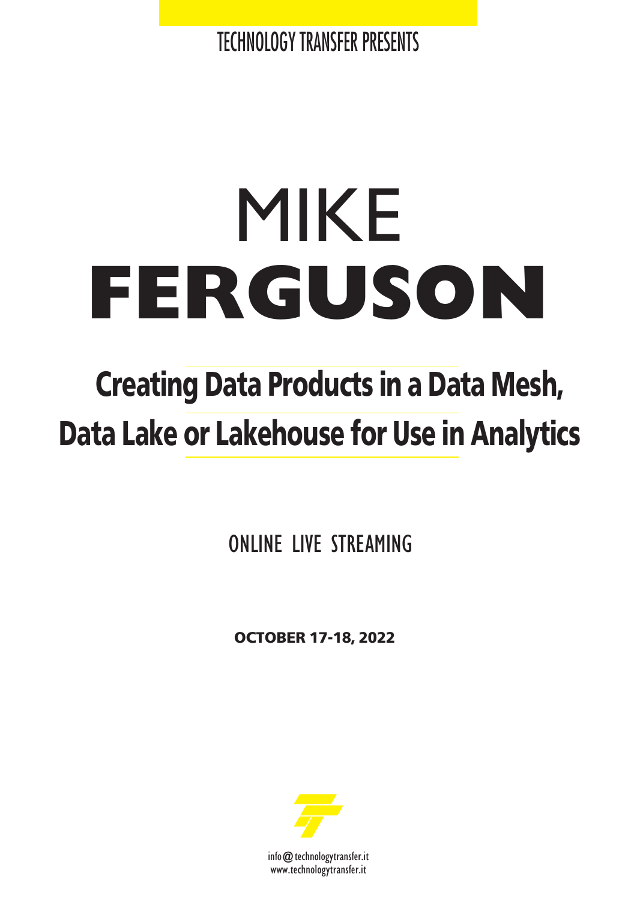TECHNOLOGY TRANSFER PRESENTS

# MIKE
# FERGUSON

## Creating Data Products in a Data Mesh, Data Lake or Lakehouse for Use in Analytics

ONLINE LIVE STREAMING

**OCTOBER 17-18, 2022**

info@technologytransfer.it
www.technologytransfer.it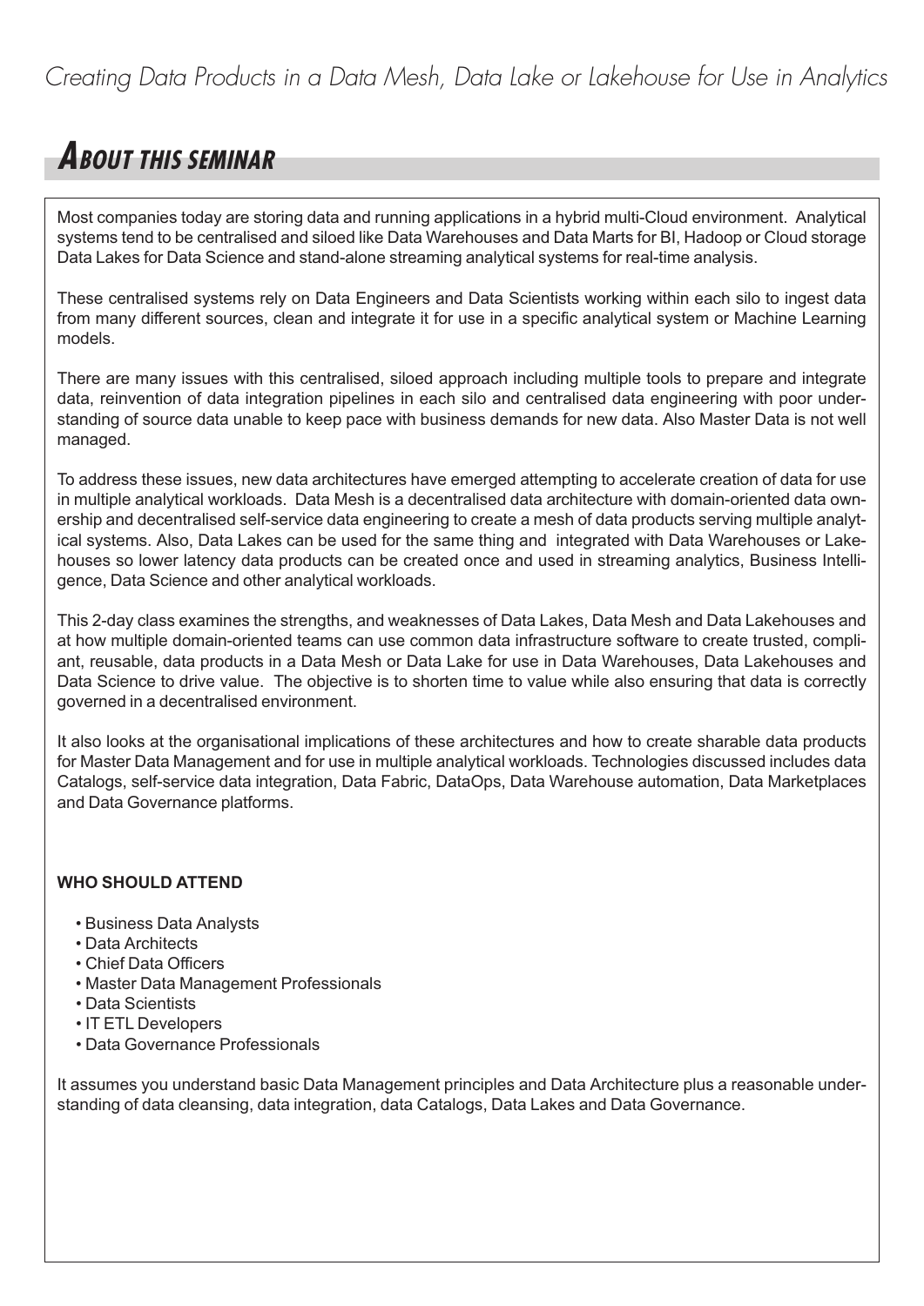## ABOUT THIS SEMINAR

Most companies today are storing data and running applications in a hybrid multi-Cloud environment. Analytical systems tend to be centralised and siloed like Data Warehouses and Data Marts for BI, Hadoop or Cloud storage Data Lakes for Data Science and stand-alone streaming analytical systems for real-time analysis.

These centralised systems rely on Data Engineers and Data Scientists working within each silo to ingest data from many different sources, clean and integrate it for use in a specific analytical system or Machine Learning models.

There are many issues with this centralised, siloed approach including multiple tools to prepare and integrate data, reinvention of data integration pipelines in each silo and centralised data engineering with poor understanding of source data unable to keep pace with business demands for new data. Also Master Data is not well managed.

To address these issues, new data architectures have emerged attempting to accelerate creation of data for use in multiple analytical workloads. Data Mesh is a decentralised data architecture with domain-oriented data ownership and decentralised self-service data engineering to create a mesh of data products serving multiple analytical systems. Also, Data Lakes can be used for the same thing and integrated with Data Warehouses or Lakehouses so lower latency data products can be created once and used in streaming analytics, Business Intelligence, Data Science and other analytical workloads.

This 2-day class examines the strengths, and weaknesses of Data Lakes, Data Mesh and Data Lakehouses and at how multiple domain-oriented teams can use common data infrastructure software to create trusted, compliant, reusable, data products in a Data Mesh or Data Lake for use in Data Warehouses, Data Lakehouses and Data Science to drive value. The objective is to shorten time to value while also ensuring that data is correctly governed in a decentralised environment.

It also looks at the organisational implications of these architectures and how to create sharable data products for Master Data Management and for use in multiple analytical workloads. Technologies discussed includes data Catalogs, self-service data integration, Data Fabric, DataOps, Data Warehouse automation, Data Marketplaces and Data Governance platforms.

**WHO SHOULD ATTEND**

- Business Data Analysts
- Data Architects
- Chief Data Officers
- Master Data Management Professionals
- Data Scientists
- IT ETL Developers
- Data Governance Professionals

It assumes you understand basic Data Management principles and Data Architecture plus a reasonable understanding of data cleansing, data integration, data Catalogs, Data Lakes and Data Governance.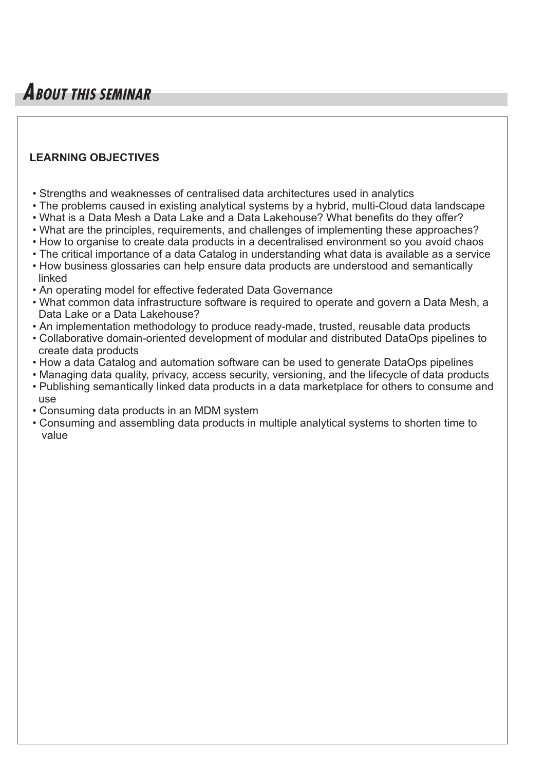# ABOUT THIS SEMINAR

**LEARNING OBJECTIVES**

- Strengths and weaknesses of centralised data architectures used in analytics
- The problems caused in existing analytical systems by a hybrid, multi-Cloud data landscape
- What is a Data Mesh a Data Lake and a Data Lakehouse? What benefits do they offer?
- What are the principles, requirements, and challenges of implementing these approaches?
- How to organise to create data products in a decentralised environment so you avoid chaos
- The critical importance of a data Catalog in understanding what data is available as a service
- How business glossaries can help ensure data products are understood and semantically linked
- An operating model for effective federated Data Governance
- What common data infrastructure software is required to operate and govern a Data Mesh, a Data Lake or a Data Lakehouse?
- An implementation methodology to produce ready-made, trusted, reusable data products
- Collaborative domain-oriented development of modular and distributed DataOps pipelines to create data products
- How a data Catalog and automation software can be used to generate DataOps pipelines
- Managing data quality, privacy, access security, versioning, and the lifecycle of data products
- Publishing semantically linked data products in a data marketplace for others to consume and use
- Consuming data products in an MDM system
- Consuming and assembling data products in multiple analytical systems to shorten time to value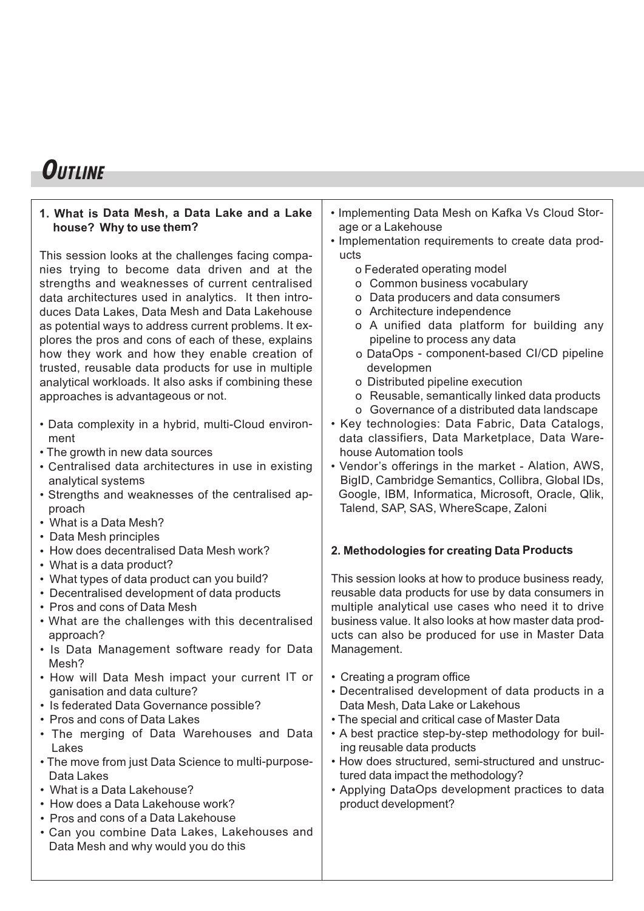# OUTLINE

## 1. What is Data Mesh, a Data Lake and a Lake house? Why to use them?

This session looks at the challenges facing companies trying to become data driven and at the strengths and weaknesses of current centralised data architectures used in analytics. It then introduces Data Lakes, Data Mesh and Data Lakehouse as potential ways to address current problems. It explores the pros and cons of each of these, explains how they work and how they enable creation of trusted, reusable data products for use in multiple analytical workloads. It also asks if combining these approaches is advantageous or not.

- Data complexity in a hybrid, multi-Cloud environment
- The growth in new data sources
- Centralised data architectures in use in existing analytical systems
- Strengths and weaknesses of the centralised approach
- What is a Data Mesh?
- Data Mesh principles
- How does decentralised Data Mesh work?
- What is a data product?
- What types of data product can you build?
- Decentralised development of data products
- Pros and cons of Data Mesh
- What are the challenges with this decentralised approach?
- Is Data Management software ready for Data Mesh?
- How will Data Mesh impact your current IT organisation and data culture?
- Is federated Data Governance possible?
- Pros and cons of Data Lakes
- The merging of Data Warehouses and Data Lakes
- The move from just Data Science to multi-purpose-Data Lakes
- What is a Data Lakehouse?
- How does a Data Lakehouse work?
- Pros and cons of a Data Lakehouse
- Can you combine Data Lakes, Lakehouses and Data Mesh and why would you do this
- Implementing Data Mesh on Kafka Vs Cloud Storage or a Lakehouse
- Implementation requirements to create data products
    - o Federated operating model
    - o Common business vocabulary
    - o Data producers and data consumers
    - o Architecture independence
    - o A unified data platform for building any pipeline to process any data
    - o DataOps - component-based CI/CD pipeline developmen
    - o Distributed pipeline execution
    - o Reusable, semantically linked data products
    - o Governance of a distributed data landscape
- Key technologies: Data Fabric, Data Catalogs, data classifiers, Data Marketplace, Data Warehouse Automation tools
- Vendor's offerings in the market - Alation, AWS, BigID, Cambridge Semantics, Collibra, Global IDs, Google, IBM, Informatica, Microsoft, Oracle, Qlik, Talend, SAP, SAS, WhereScape, Zaloni

## 2. Methodologies for creating Data Products

This session looks at how to produce business ready, reusable data products for use by data consumers in multiple analytical use cases who need it to drive business value. It also looks at how master data products can also be produced for use in Master Data Management.

- Creating a program office
- Decentralised development of data products in a Data Mesh, Data Lake or Lakehous
- The special and critical case of Master Data
- A best practice step-by-step methodology for builing reusable data products
- How does structured, semi-structured and unstructured data impact the methodology?
- Applying DataOps development practices to data product development?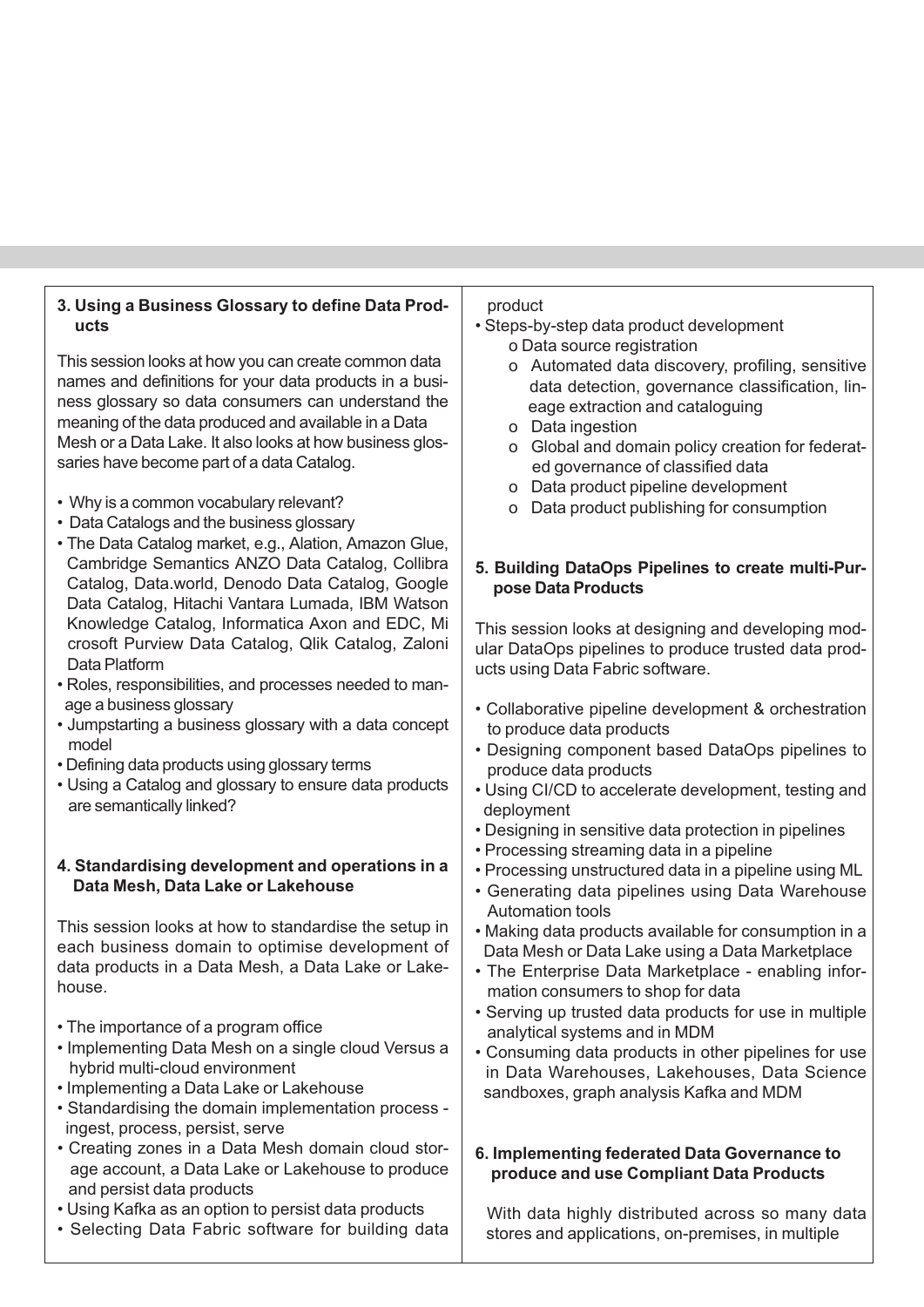### 3. Using a Business Glossary to define Data Products

This session looks at how you can create common data names and definitions for your data products in a business glossary so data consumers can understand the meaning of the data produced and available in a Data Mesh or a Data Lake. It also looks at how business glossaries have become part of a data Catalog.

- Why is a common vocabulary relevant?
- Data Catalogs and the business glossary
- The Data Catalog market, e.g., Alation, Amazon Glue, Cambridge Semantics ANZO Data Catalog, Collibra Catalog, Data.world, Denodo Data Catalog, Google Data Catalog, Hitachi Vantara Lumada, IBM Watson Knowledge Catalog, Informatica Axon and EDC, Microsoft Purview Data Catalog, Qlik Catalog, Zaloni Data Platform
- Roles, responsibilities, and processes needed to manage a business glossary
- Jumpstarting a business glossary with a data concept model
- Defining data products using glossary terms
- Using a Catalog and glossary to ensure data products are semantically linked?

### 4. Standardising development and operations in a Data Mesh, Data Lake or Lakehouse

This session looks at how to standardise the setup in each business domain to optimise development of data products in a Data Mesh, a Data Lake or Lakehouse.

- The importance of a program office
- Implementing Data Mesh on a single cloud Versus a hybrid multi-cloud environment
- Implementing a Data Lake or Lakehouse
- Standardising the domain implementation process - ingest, process, persist, serve
- Creating zones in a Data Mesh domain cloud storage account, a Data Lake or Lakehouse to produce and persist data products
- Using Kafka as an option to persist data products
- Selecting Data Fabric software for building data product
- Steps-by-step data product development
  - o Data source registration
  - o Automated data discovery, profiling, sensitive data detection, governance classification, lineage extraction and cataloguing
  - o Data ingestion
  - o Global and domain policy creation for federated governance of classified data
  - o Data product pipeline development
  - o Data product publishing for consumption

### 5. Building DataOps Pipelines to create multi-Purpose Data Products

This session looks at designing and developing modular DataOps pipelines to produce trusted data products using Data Fabric software.

- Collaborative pipeline development & orchestration to produce data products
- Designing component based DataOps pipelines to produce data products
- Using CI/CD to accelerate development, testing and deployment
- Designing in sensitive data protection in pipelines
- Processing streaming data in a pipeline
- Processing unstructured data in a pipeline using ML
- Generating data pipelines using Data Warehouse Automation tools
- Making data products available for consumption in a Data Mesh or Data Lake using a Data Marketplace
- The Enterprise Data Marketplace - enabling information consumers to shop for data
- Serving up trusted data products for use in multiple analytical systems and in MDM
- Consuming data products in other pipelines for use in Data Warehouses, Lakehouses, Data Science sandboxes, graph analysis Kafka and MDM

### 6. Implementing federated Data Governance to produce and use Compliant Data Products

With data highly distributed across so many data stores and applications, on-premises, in multiple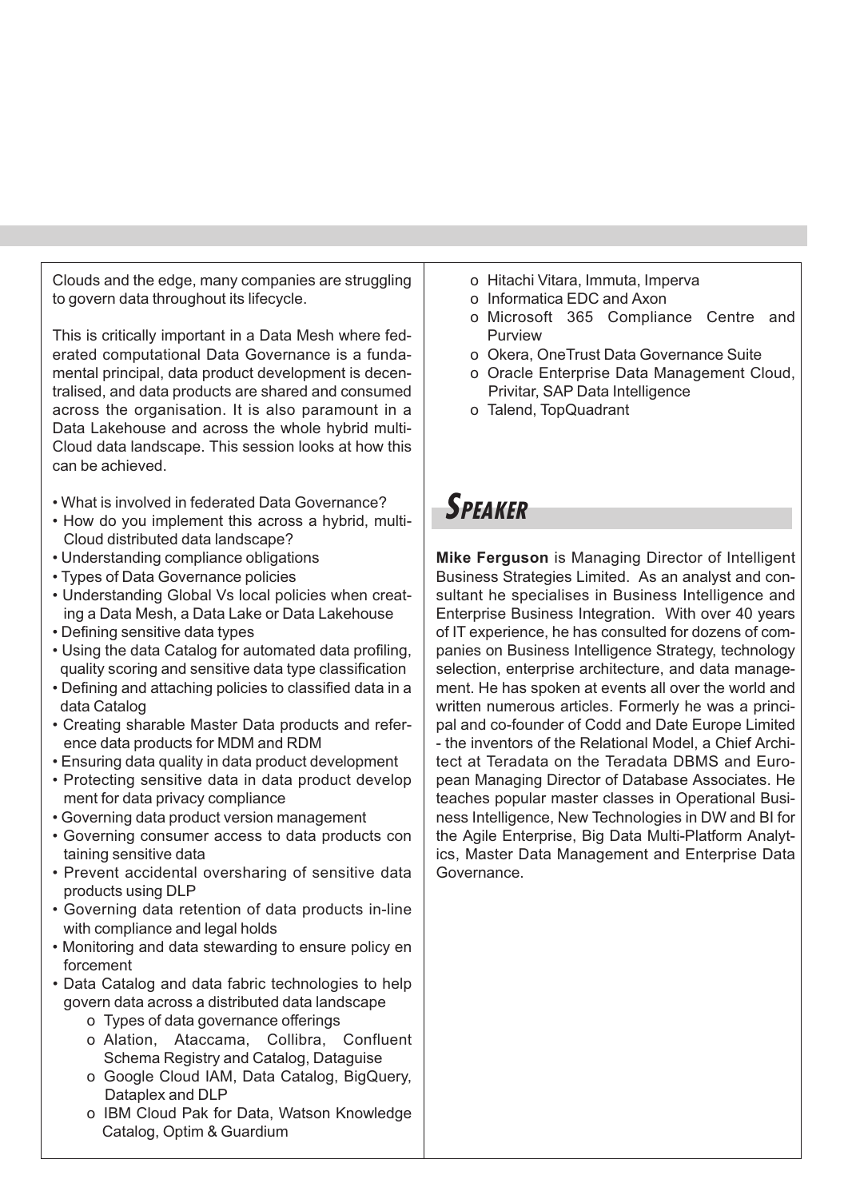Clouds and the edge, many companies are struggling to govern data throughout its lifecycle.

This is critically important in a Data Mesh where federated computational Data Governance is a fundamental principal, data product development is decentralised, and data products are shared and consumed across the organisation. It is also paramount in a Data Lakehouse and across the whole hybrid multi-Cloud data landscape. This session looks at how this can be achieved.

- What is involved in federated Data Governance?
- How do you implement this across a hybrid, multi-Cloud distributed data landscape?
- Understanding compliance obligations
- Types of Data Governance policies
- Understanding Global Vs local policies when creating a Data Mesh, a Data Lake or Data Lakehouse
- Defining sensitive data types
- Using the data Catalog for automated data profiling, quality scoring and sensitive data type classification
- Defining and attaching policies to classified data in a data Catalog
- Creating sharable Master Data products and reference data products for MDM and RDM
- Ensuring data quality in data product development
- Protecting sensitive data in data product development for data privacy compliance
- Governing data product version management
- Governing consumer access to data products containing sensitive data
- Prevent accidental oversharing of sensitive data products using DLP
- Governing data retention of data products in-line with compliance and legal holds
- Monitoring and data stewarding to ensure policy enforcement
- Data Catalog and data fabric technologies to help govern data across a distributed data landscape
  - Types of data governance offerings
  - Alation, Ataccama, Collibra, Confluent Schema Registry and Catalog, Dataguise
  - Google Cloud IAM, Data Catalog, BigQuery, Dataplex and DLP
  - IBM Cloud Pak for Data, Watson Knowledge Catalog, Optim & Guardium
  - Hitachi Vitara, Immuta, Imperva
  - Informatica EDC and Axon
  - Microsoft 365 Compliance Centre and Purview
  - Okera, OneTrust Data Governance Suite
  - Oracle Enterprise Data Management Cloud, Privitar, SAP Data Intelligence
  - Talend, TopQuadrant

## Speaker

**Mike Ferguson** is Managing Director of Intelligent Business Strategies Limited. As an analyst and consultant he specialises in Business Intelligence and Enterprise Business Integration. With over 40 years of IT experience, he has consulted for dozens of companies on Business Intelligence Strategy, technology selection, enterprise architecture, and data management. He has spoken at events all over the world and written numerous articles. Formerly he was a principal and co-founder of Codd and Date Europe Limited - the inventors of the Relational Model, a Chief Architect at Teradata on the Teradata DBMS and European Managing Director of Database Associates. He teaches popular master classes in Operational Business Intelligence, New Technologies in DW and BI for the Agile Enterprise, Big Data Multi-Platform Analytics, Master Data Management and Enterprise Data Governance.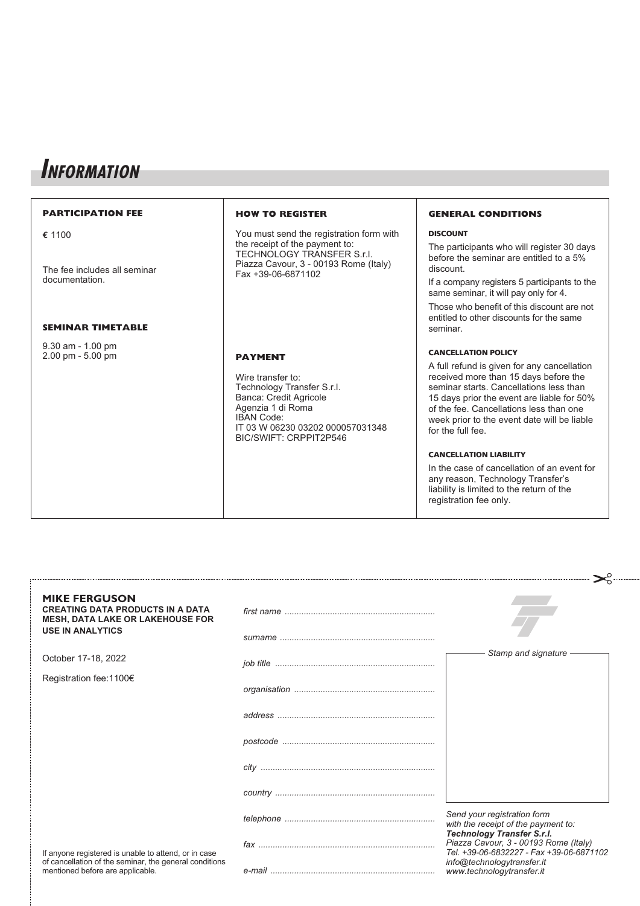# INFORMATION

### PARTICIPATION FEE

€ 1100

The fee includes all seminar documentation.

### SEMINAR TIMETABLE

9.30 am - 1.00 pm
2.00 pm - 5.00 pm

### HOW TO REGISTER

You must send the registration form with the receipt of the payment to:
TECHNOLOGY TRANSFER S.r.l.
Piazza Cavour, 3 - 00193 Rome (Italy)
Fax +39-06-6871102

### PAYMENT

Wire transfer to:
Technology Transfer S.r.l.
Banca: Credit Agricole
Agenzia 1 di Roma
IBAN Code:
IT 03 W 06230 03202 000057031348
BIC/SWIFT: CRPPIT2P546

### GENERAL CONDITIONS

#### DISCOUNT

The participants who will register 30 days before the seminar are entitled to a 5% discount.

If a company registers 5 participants to the same seminar, it will pay only for 4.

Those who benefit of this discount are not entitled to other discounts for the same seminar.

#### CANCELLATION POLICY

A full refund is given for any cancellation received more than 15 days before the seminar starts. Cancellations less than 15 days prior the event are liable for 50% of the fee. Cancellations less than one week prior to the event date will be liable for the full fee.

#### CANCELLATION LIABILITY

In the case of cancellation of an event for any reason, Technology Transfer's liability is limited to the return of the registration fee only.

---

**MIKE FERGUSON**
**CREATING DATA PRODUCTS IN A DATA MESH, DATA LAKE OR LAKEHOUSE FOR USE IN ANALYTICS**

October 17-18, 2022

Registration fee:1100€

If anyone registered is unable to attend, or in case of cancellation of the seminar, the general conditions mentioned before are applicable.

*first name* ..............................................................

*surname* ................................................................

*job title* ..................................................................

*organisation* ..........................................................

*address* .................................................................

*postcode* ...............................................................

*city* ........................................................................

*country* ..................................................................

*telephone* ..............................................................

*fax* .........................................................................

*e-mail* ....................................................................

*Stamp and signature*

*Send your registration form with the receipt of the payment to:*
***Technology Transfer S.r.l.***
*Piazza Cavour, 3 - 00193 Rome (Italy)*
*Tel. +39-06-6832227 - Fax +39-06-6871102*
*info@technologytransfer.it*
*www.technologytransfer.it*